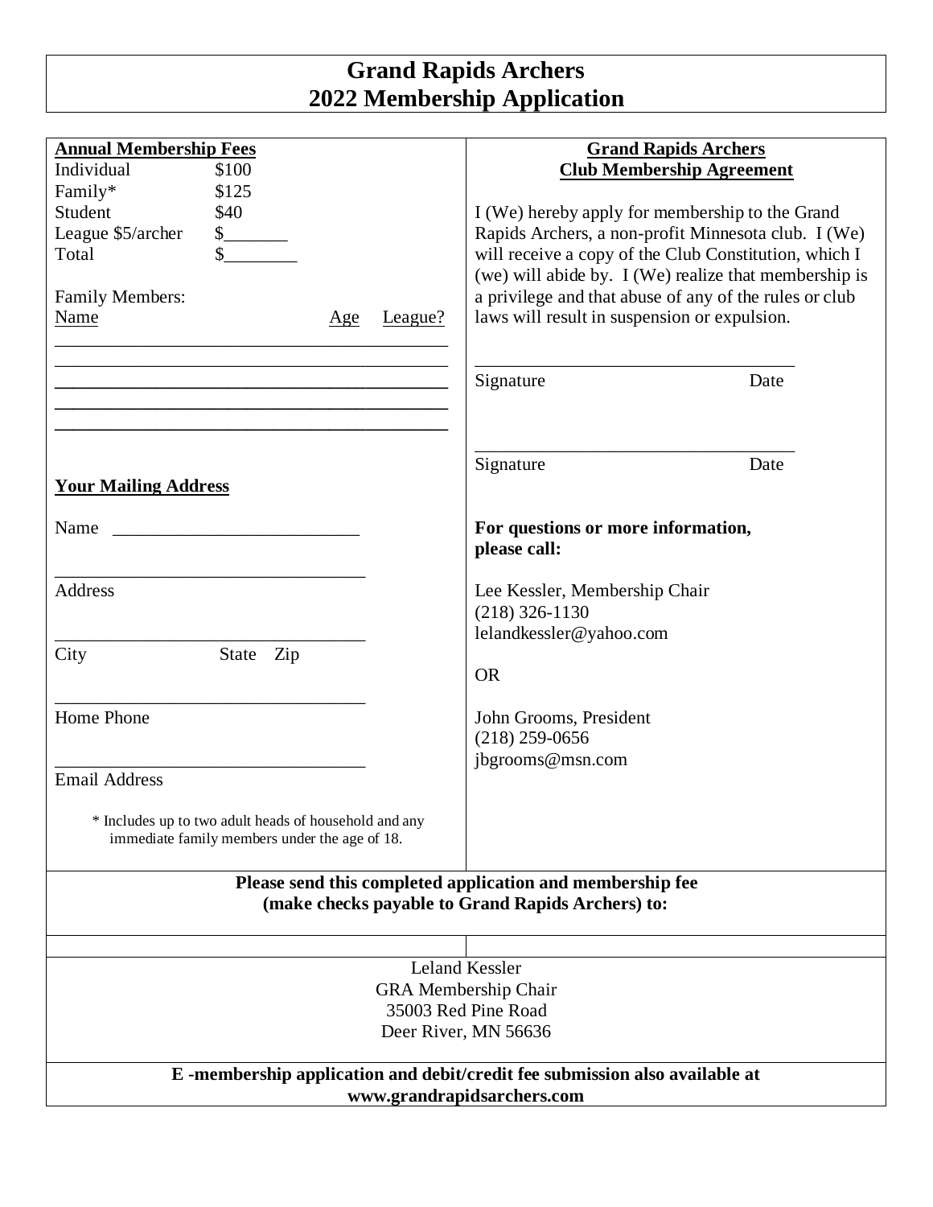# Grand Rapids Archers
# 2022 Membership Application

**Annual Membership Fees**

| | |
|---|---|
| Individual | $100 |
| Family* | $125 |
| Student | $40 |
| League $5/archer | $_______ |
| Total | $________ |

Family Members:

| Name | Age | League? |
|---|---|---|
| | | |
| | | |
| | | |
| | | |
| | | |

**Your Mailing Address**

Name ___________________________

___________________________________
Address

___________________________________
City State Zip

___________________________________
Home Phone

___________________________________
Email Address

* Includes up to two adult heads of household and any immediate family members under the age of 18.

**Grand Rapids Archers**
**Club Membership Agreement**

I (We) hereby apply for membership to the Grand Rapids Archers, a non-profit Minnesota club. I (We) will receive a copy of the Club Constitution, which I (we) will abide by. I (We) realize that membership is a privilege and that abuse of any of the rules or club laws will result in suspension or expulsion.

___________________________________
Signature Date

___________________________________
Signature Date

**For questions or more information, please call:**

Lee Kessler, Membership Chair
(218) 326-1130
lelandkessler@yahoo.com

OR

John Grooms, President
(218) 259-0656
jbgrooms@msn.com

**Please send this completed application and membership fee (make checks payable to Grand Rapids Archers) to:**

Leland Kessler
GRA Membership Chair
35003 Red Pine Road
Deer River, MN 56636

**E -membership application and debit/credit fee submission also available at www.grandrapidsarchers.com**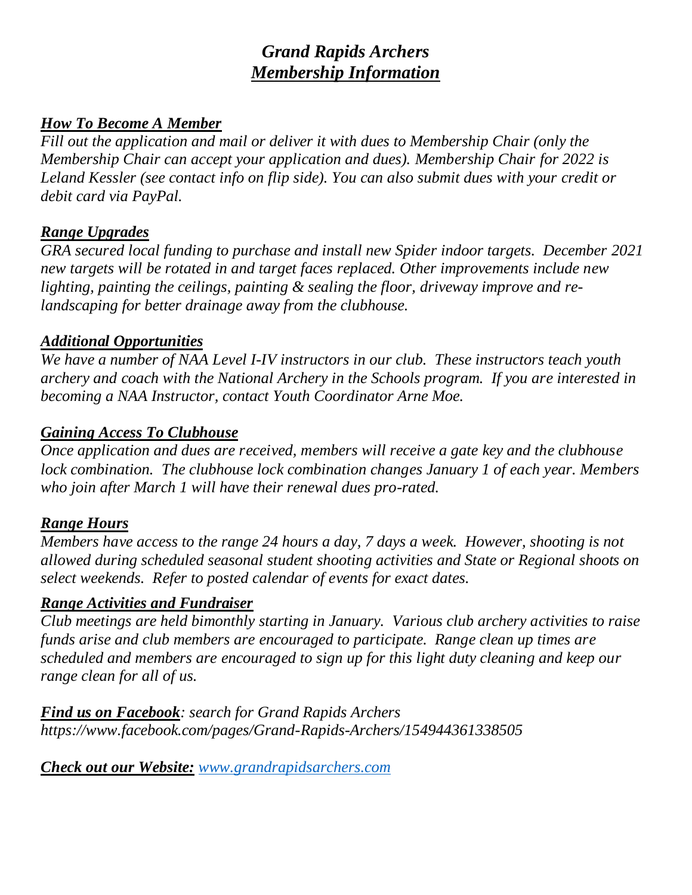# *Grand Rapids Archers*
## ***Membership Information***

### ***How To Become A Member***

*Fill out the application and mail or deliver it with dues to Membership Chair (only the Membership Chair can accept your application and dues). Membership Chair for 2022 is Leland Kessler (see contact info on flip side). You can also submit dues with your credit or debit card via PayPal.*

### ***Range Upgrades***

*GRA secured local funding to purchase and install new Spider indoor targets. December 2021 new targets will be rotated in and target faces replaced. Other improvements include new lighting, painting the ceilings, painting & sealing the floor, driveway improve and re-landscaping for better drainage away from the clubhouse.*

### ***Additional Opportunities***

*We have a number of NAA Level I-IV instructors in our club. These instructors teach youth archery and coach with the National Archery in the Schools program. If you are interested in becoming a NAA Instructor, contact Youth Coordinator Arne Moe.*

### ***Gaining Access To Clubhouse***

*Once application and dues are received, members will receive a gate key and the clubhouse lock combination. The clubhouse lock combination changes January 1 of each year. Members who join after March 1 will have their renewal dues pro-rated.*

### ***Range Hours***

*Members have access to the range 24 hours a day, 7 days a week. However, shooting is not allowed during scheduled seasonal student shooting activities and State or Regional shoots on select weekends. Refer to posted calendar of events for exact dates.*

### ***Range Activities and Fundraiser***

*Club meetings are held bimonthly starting in January. Various club archery activities to raise funds arise and club members are encouraged to participate. Range clean up times are scheduled and members are encouraged to sign up for this light duty cleaning and keep our range clean for all of us.*

***Find us on Facebook****: search for Grand Rapids Archers*
*https://www.facebook.com/pages/Grand-Rapids-Archers/154944361338505*

***Check out our Website:*** *www.grandrapidsarchers.com*